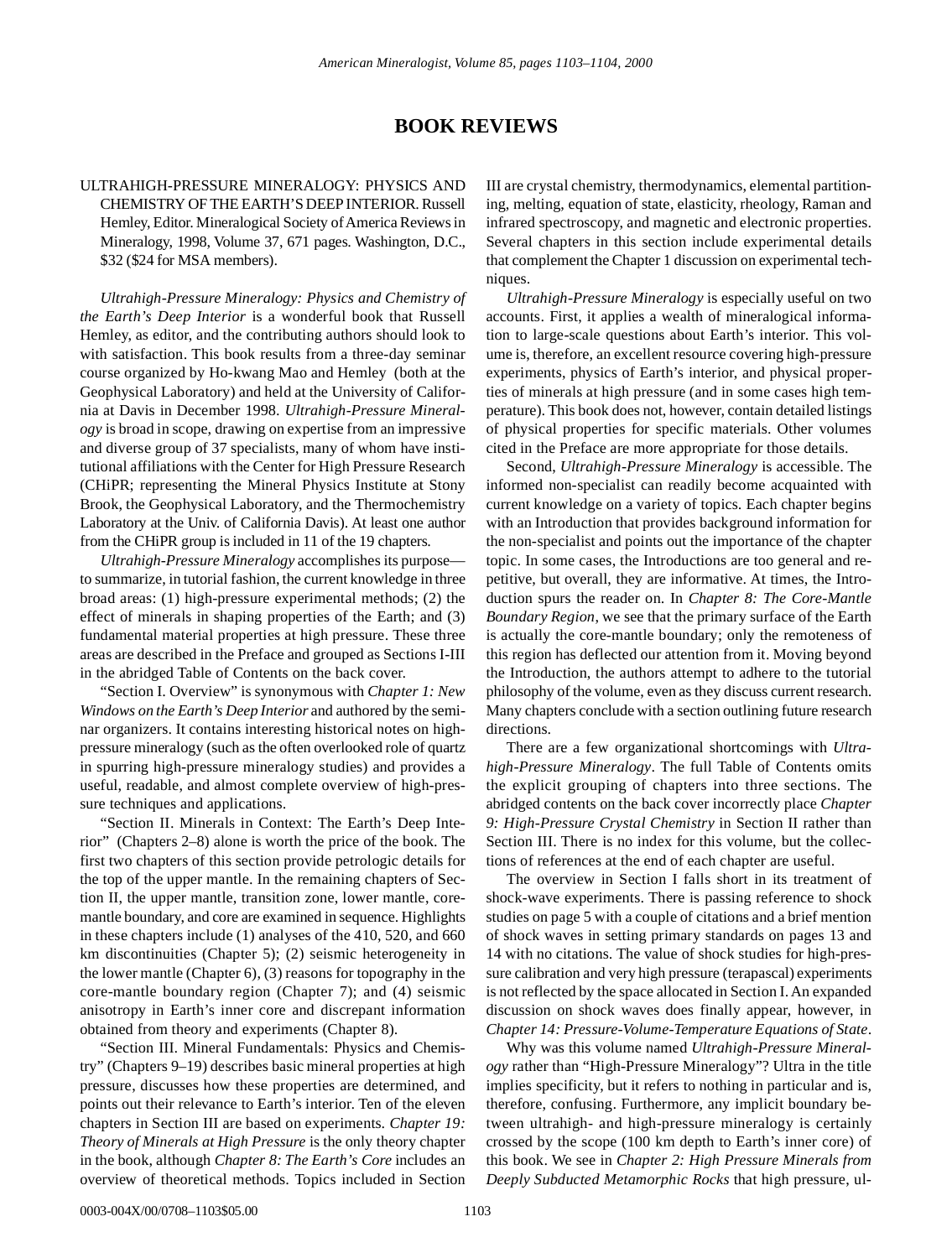# BOOK REVIEWS

ULTRAHIGH-PRESSURE MINERALOGY: PHYSICS AND CHEMISTRY OF THE EARTH'S DEEP INTERIOR. Russell Hemley, Editor. Mineralogical Society of America Reviews in Mineralogy, 1998, Volume 37, 671 pages. Washington, D.C., $32 ($24 for MSA members).

*Ultrahigh-Pressure Mineralogy: Physics and Chemistry of the Earth's Deep Interior* is a wonderful book that Russell Hemley, as editor, and the contributing authors should look to with satisfaction. This book results from a three-day seminar course organized by Ho-kwang Mao and Hemley (both at the Geophysical Laboratory) and held at the University of California at Davis in December 1998. *Ultrahigh-Pressure Mineralogy* is broad in scope, drawing on expertise from an impressive and diverse group of 37 specialists, many of whom have institutional affiliations with the Center for High Pressure Research (CHiPR; representing the Mineral Physics Institute at Stony Brook, the Geophysical Laboratory, and the Thermochemistry Laboratory at the Univ. of California Davis). At least one author from the CHiPR group is included in 11 of the 19 chapters.

*Ultrahigh-Pressure Mineralogy* accomplishes its purpose—to summarize, in tutorial fashion, the current knowledge in three broad areas: (1) high-pressure experimental methods; (2) the effect of minerals in shaping properties of the Earth; and (3) fundamental material properties at high pressure. These three areas are described in the Preface and grouped as Sections I-III in the abridged Table of Contents on the back cover.

"Section I. Overview" is synonymous with *Chapter 1: New Windows on the Earth's Deep Interior* and authored by the seminar organizers. It contains interesting historical notes on high-pressure mineralogy (such as the often overlooked role of quartz in spurring high-pressure mineralogy studies) and provides a useful, readable, and almost complete overview of high-pressure techniques and applications.

"Section II. Minerals in Context: The Earth's Deep Interior" (Chapters 2–8) alone is worth the price of the book. The first two chapters of this section provide petrologic details for the top of the upper mantle. In the remaining chapters of Section II, the upper mantle, transition zone, lower mantle, core-mantle boundary, and core are examined in sequence. Highlights in these chapters include (1) analyses of the 410, 520, and 660 km discontinuities (Chapter 5); (2) seismic heterogeneity in the lower mantle (Chapter 6), (3) reasons for topography in the core-mantle boundary region (Chapter 7); and (4) seismic anisotropy in Earth's inner core and discrepant information obtained from theory and experiments (Chapter 8).

"Section III. Mineral Fundamentals: Physics and Chemistry" (Chapters 9–19) describes basic mineral properties at high pressure, discusses how these properties are determined, and points out their relevance to Earth's interior. Ten of the eleven chapters in Section III are based on experiments. *Chapter 19: Theory of Minerals at High Pressure* is the only theory chapter in the book, although *Chapter 8: The Earth's Core* includes an overview of theoretical methods. Topics included in Section III are crystal chemistry, thermodynamics, elemental partitioning, melting, equation of state, elasticity, rheology, Raman and infrared spectroscopy, and magnetic and electronic properties. Several chapters in this section include experimental details that complement the Chapter 1 discussion on experimental techniques.

*Ultrahigh-Pressure Mineralogy* is especially useful on two accounts. First, it applies a wealth of mineralogical information to large-scale questions about Earth's interior. This volume is, therefore, an excellent resource covering high-pressure experiments, physics of Earth's interior, and physical properties of minerals at high pressure (and in some cases high temperature). This book does not, however, contain detailed listings of physical properties for specific materials. Other volumes cited in the Preface are more appropriate for those details.

Second, *Ultrahigh-Pressure Mineralogy* is accessible. The informed non-specialist can readily become acquainted with current knowledge on a variety of topics. Each chapter begins with an Introduction that provides background information for the non-specialist and points out the importance of the chapter topic. In some cases, the Introductions are too general and repetitive, but overall, they are informative. At times, the Introduction spurs the reader on. In *Chapter 8: The Core-Mantle Boundary Region*, we see that the primary surface of the Earth is actually the core-mantle boundary; only the remoteness of this region has deflected our attention from it. Moving beyond the Introduction, the authors attempt to adhere to the tutorial philosophy of the volume, even as they discuss current research. Many chapters conclude with a section outlining future research directions.

There are a few organizational shortcomings with *Ultrahigh-Pressure Mineralogy*. The full Table of Contents omits the explicit grouping of chapters into three sections. The abridged contents on the back cover incorrectly place *Chapter 9: High-Pressure Crystal Chemistry* in Section II rather than Section III. There is no index for this volume, but the collections of references at the end of each chapter are useful.

The overview in Section I falls short in its treatment of shock-wave experiments. There is passing reference to shock studies on page 5 with a couple of citations and a brief mention of shock waves in setting primary standards on pages 13 and 14 with no citations. The value of shock studies for high-pressure calibration and very high pressure (terapascal) experiments is not reflected by the space allocated in Section I. An expanded discussion on shock waves does finally appear, however, in *Chapter 14: Pressure-Volume-Temperature Equations of State*.

Why was this volume named *Ultrahigh-Pressure Mineralogy* rather than "High-Pressure Mineralogy"? Ultra in the title implies specificity, but it refers to nothing in particular and is, therefore, confusing. Furthermore, any implicit boundary between ultrahigh- and high-pressure mineralogy is certainly crossed by the scope (100 km depth to Earth's inner core) of this book. We see in *Chapter 2: High Pressure Minerals from Deeply Subducted Metamorphic Rocks* that high pressure, ul-

0003-004X/00/0708–1103$05.00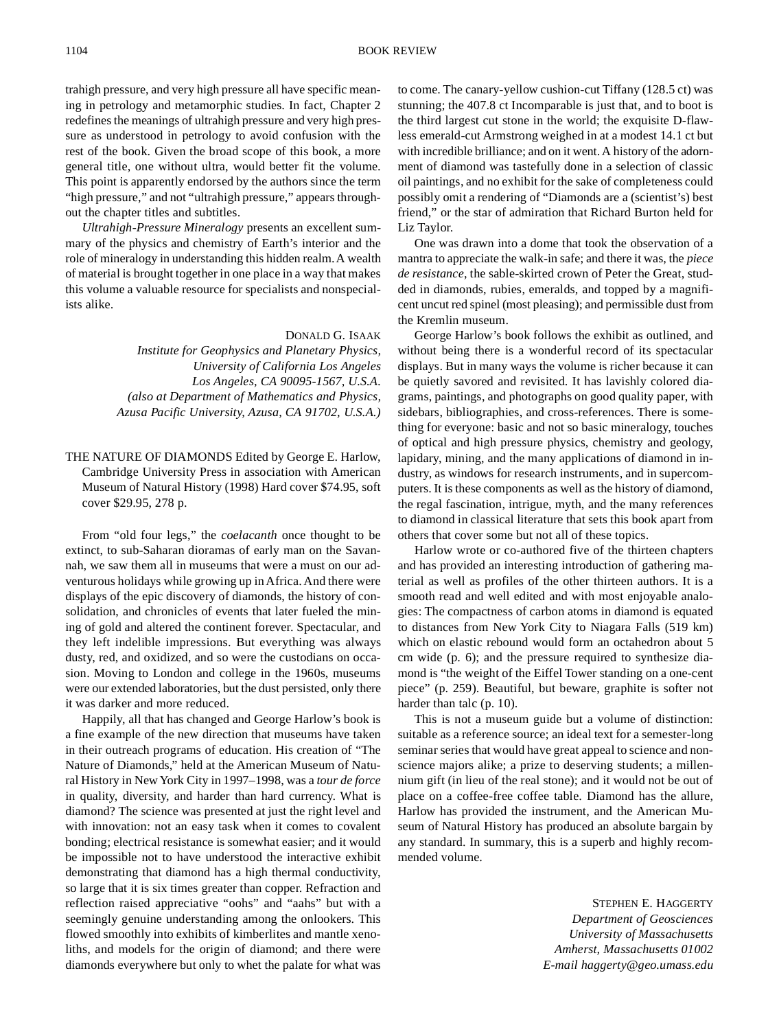trahigh pressure, and very high pressure all have specific meaning in petrology and metamorphic studies. In fact, Chapter 2 redefines the meanings of ultrahigh pressure and very high pressure as understood in petrology to avoid confusion with the rest of the book. Given the broad scope of this book, a more general title, one without ultra, would better fit the volume. This point is apparently endorsed by the authors since the term "high pressure," and not "ultrahigh pressure," appears throughout the chapter titles and subtitles.

*Ultrahigh-Pressure Mineralogy* presents an excellent summary of the physics and chemistry of Earth's interior and the role of mineralogy in understanding this hidden realm. A wealth of material is brought together in one place in a way that makes this volume a valuable resource for specialists and nonspecialists alike.

DONALD G. ISAAK
*Institute for Geophysics and Planetary Physics,*
*University of California Los Angeles*
*Los Angeles, CA 90095-1567, U.S.A.*
*(also at Department of Mathematics and Physics,*
*Azusa Pacific University, Azusa, CA 91702, U.S.A.)*

THE NATURE OF DIAMONDS Edited by George E. Harlow, Cambridge University Press in association with American Museum of Natural History (1998) Hard cover $74.95, soft cover $29.95, 278 p.

From "old four legs," the *coelacanth* once thought to be extinct, to sub-Saharan dioramas of early man on the Savannah, we saw them all in museums that were a must on our adventurous holidays while growing up in Africa. And there were displays of the epic discovery of diamonds, the history of consolidation, and chronicles of events that later fueled the mining of gold and altered the continent forever. Spectacular, and they left indelible impressions. But everything was always dusty, red, and oxidized, and so were the custodians on occasion. Moving to London and college in the 1960s, museums were our extended laboratories, but the dust persisted, only there it was darker and more reduced.

Happily, all that has changed and George Harlow's book is a fine example of the new direction that museums have taken in their outreach programs of education. His creation of "The Nature of Diamonds," held at the American Museum of Natural History in New York City in 1997–1998, was a *tour de force* in quality, diversity, and harder than hard currency. What is diamond? The science was presented at just the right level and with innovation: not an easy task when it comes to covalent bonding; electrical resistance is somewhat easier; and it would be impossible not to have understood the interactive exhibit demonstrating that diamond has a high thermal conductivity, so large that it is six times greater than copper. Refraction and reflection raised appreciative "oohs" and "aahs" but with a seemingly genuine understanding among the onlookers. This flowed smoothly into exhibits of kimberlites and mantle xenoliths, and models for the origin of diamond; and there were diamonds everywhere but only to whet the palate for what was to come. The canary-yellow cushion-cut Tiffany (128.5 ct) was stunning; the 407.8 ct Incomparable is just that, and to boot is the third largest cut stone in the world; the exquisite D-flawless emerald-cut Armstrong weighed in at a modest 14.1 ct but with incredible brilliance; and on it went. A history of the adornment of diamond was tastefully done in a selection of classic oil paintings, and no exhibit for the sake of completeness could possibly omit a rendering of "Diamonds are a (scientist's) best friend," or the star of admiration that Richard Burton held for Liz Taylor.

One was drawn into a dome that took the observation of a mantra to appreciate the walk-in safe; and there it was, the *piece de resistance*, the sable-skirted crown of Peter the Great, studded in diamonds, rubies, emeralds, and topped by a magnificent uncut red spinel (most pleasing); and permissible dust from the Kremlin museum.

George Harlow's book follows the exhibit as outlined, and without being there is a wonderful record of its spectacular displays. But in many ways the volume is richer because it can be quietly savored and revisited. It has lavishly colored diagrams, paintings, and photographs on good quality paper, with sidebars, bibliographies, and cross-references. There is something for everyone: basic and not so basic mineralogy, touches of optical and high pressure physics, chemistry and geology, lapidary, mining, and the many applications of diamond in industry, as windows for research instruments, and in supercomputers. It is these components as well as the history of diamond, the regal fascination, intrigue, myth, and the many references to diamond in classical literature that sets this book apart from others that cover some but not all of these topics.

Harlow wrote or co-authored five of the thirteen chapters and has provided an interesting introduction of gathering material as well as profiles of the other thirteen authors. It is a smooth read and well edited and with most enjoyable analogies: The compactness of carbon atoms in diamond is equated to distances from New York City to Niagara Falls (519 km) which on elastic rebound would form an octahedron about 5 cm wide (p. 6); and the pressure required to synthesize diamond is "the weight of the Eiffel Tower standing on a one-cent piece" (p. 259). Beautiful, but beware, graphite is softer not harder than talc (p. 10).

This is not a museum guide but a volume of distinction: suitable as a reference source; an ideal text for a semester-long seminar series that would have great appeal to science and nonscience majors alike; a prize to deserving students; a millennium gift (in lieu of the real stone); and it would not be out of place on a coffee-free coffee table. Diamond has the allure, Harlow has provided the instrument, and the American Museum of Natural History has produced an absolute bargain by any standard. In summary, this is a superb and highly recommended volume.

STEPHEN E. HAGGERTY
*Department of Geosciences*
*University of Massachusetts*
*Amherst, Massachusetts 01002*
*E-mail haggerty@geo.umass.edu*